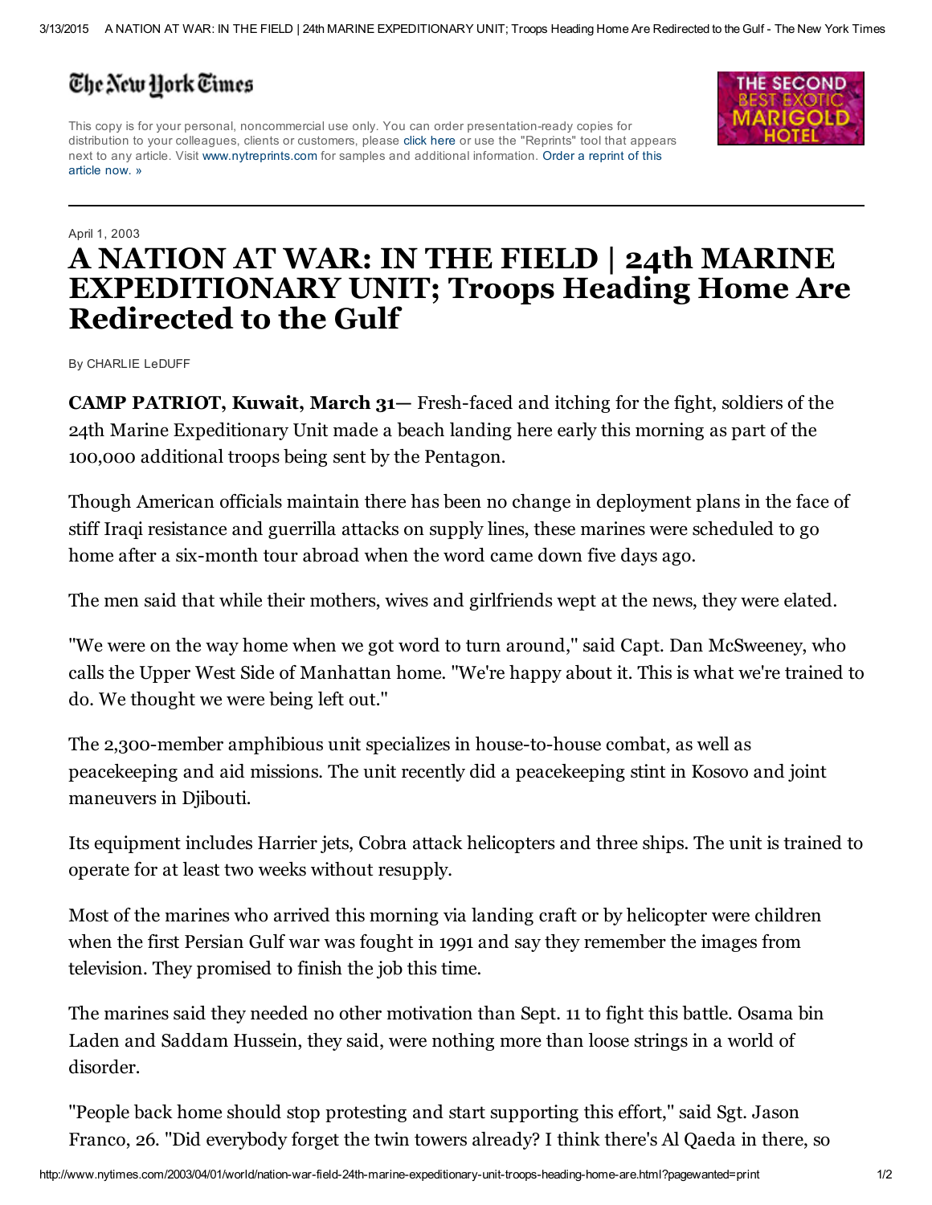# The New York Times

This copy is for your personal, noncommercial use only. You can order presentation-ready copies for distribution to your colleagues, clients or customers, please click here or use the "Reprints" tool that appears next to any article. Visit www.nytreprints.com for samples and additional information. Order a reprint of this article now. »

April 1, 2003

# A NATION AT WAR: IN THE FIELD | 24th MARINE EXPEDITIONARY UNIT; Troops Heading Home Are Redirected to the Gulf

By CHARLIE LeDUFF

**CAMP PATRIOT, Kuwait, March 31—** Fresh-faced and itching for the fight, soldiers of the 24th Marine Expeditionary Unit made a beach landing here early this morning as part of the 100,000 additional troops being sent by the Pentagon.

Though American officials maintain there has been no change in deployment plans in the face of stiff Iraqi resistance and guerrilla attacks on supply lines, these marines were scheduled to go home after a six-month tour abroad when the word came down five days ago.

The men said that while their mothers, wives and girlfriends wept at the news, they were elated.

"We were on the way home when we got word to turn around," said Capt. Dan McSweeney, who calls the Upper West Side of Manhattan home. "We're happy about it. This is what we're trained to do. We thought we were being left out."

The 2,300-member amphibious unit specializes in house-to-house combat, as well as peacekeeping and aid missions. The unit recently did a peacekeeping stint in Kosovo and joint maneuvers in Djibouti.

Its equipment includes Harrier jets, Cobra attack helicopters and three ships. The unit is trained to operate for at least two weeks without resupply.

Most of the marines who arrived this morning via landing craft or by helicopter were children when the first Persian Gulf war was fought in 1991 and say they remember the images from television. They promised to finish the job this time.

The marines said they needed no other motivation than Sept. 11 to fight this battle. Osama bin Laden and Saddam Hussein, they said, were nothing more than loose strings in a world of disorder.

"People back home should stop protesting and start supporting this effort," said Sgt. Jason Franco, 26. "Did everybody forget the twin towers already? I think there's Al Qaeda in there, so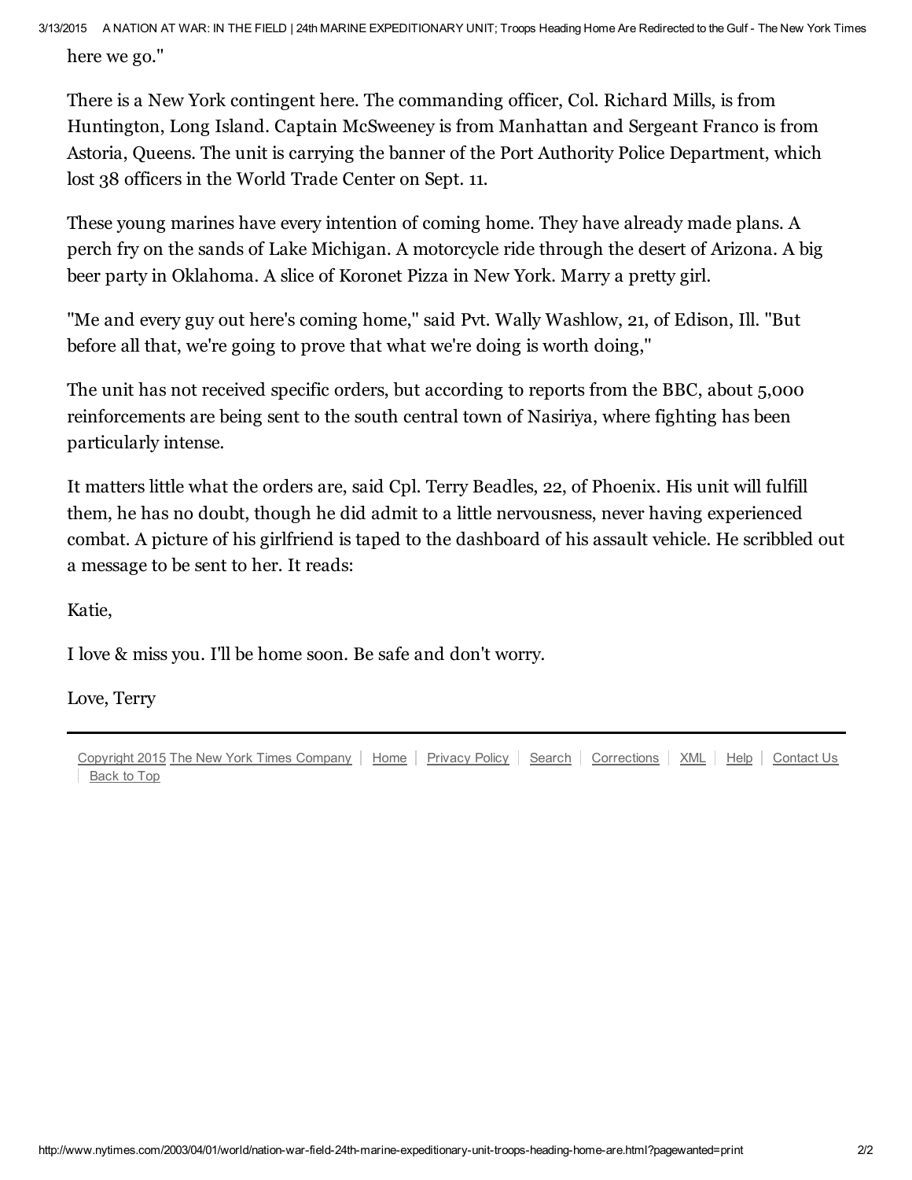here we go."

There is a New York contingent here. The commanding officer, Col. Richard Mills, is from Huntington, Long Island. Captain McSweeney is from Manhattan and Sergeant Franco is from Astoria, Queens. The unit is carrying the banner of the Port Authority Police Department, which lost 38 officers in the World Trade Center on Sept. 11.

These young marines have every intention of coming home. They have already made plans. A perch fry on the sands of Lake Michigan. A motorcycle ride through the desert of Arizona. A big beer party in Oklahoma. A slice of Koronet Pizza in New York. Marry a pretty girl.

"Me and every guy out here's coming home," said Pvt. Wally Washlow, 21, of Edison, Ill. "But before all that, we're going to prove that what we're doing is worth doing,"

The unit has not received specific orders, but according to reports from the BBC, about 5,000 reinforcements are being sent to the south central town of Nasiriya, where fighting has been particularly intense.

It matters little what the orders are, said Cpl. Terry Beadles, 22, of Phoenix. His unit will fulfill them, he has no doubt, though he did admit to a little nervousness, never having experienced combat. A picture of his girlfriend is taped to the dashboard of his assault vehicle. He scribbled out a message to be sent to her. It reads:

Katie,

I love & miss you. I'll be home soon. Be safe and don't worry.

Love, Terry

---

Copyright 2015 The New York Times Company | Home | Privacy Policy | Search | Corrections | XML | Help | Contact Us | Back to Top